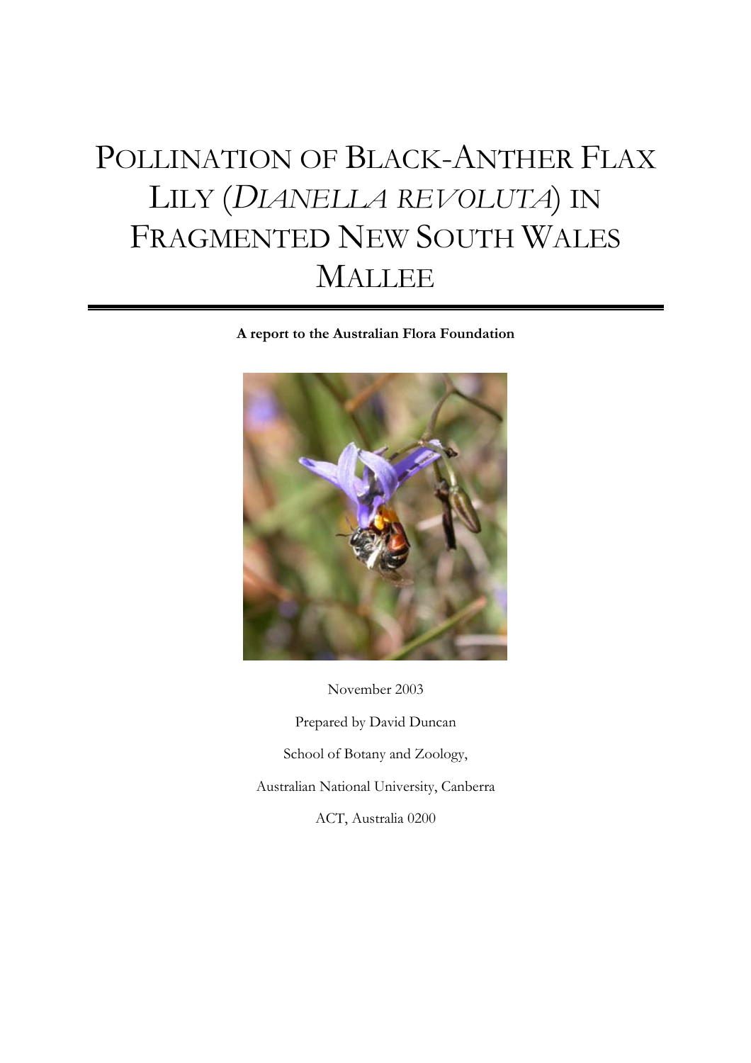# POLLINATION OF BLACK-ANTHER FLAX LILY (*DIANELLA REVOLUTA*) IN FRAGMENTED NEW SOUTH WALES MALLEE

**A report to the Australian Flora Foundation**

November 2003

Prepared by David Duncan

School of Botany and Zoology,

Australian National University, Canberra

ACT, Australia 0200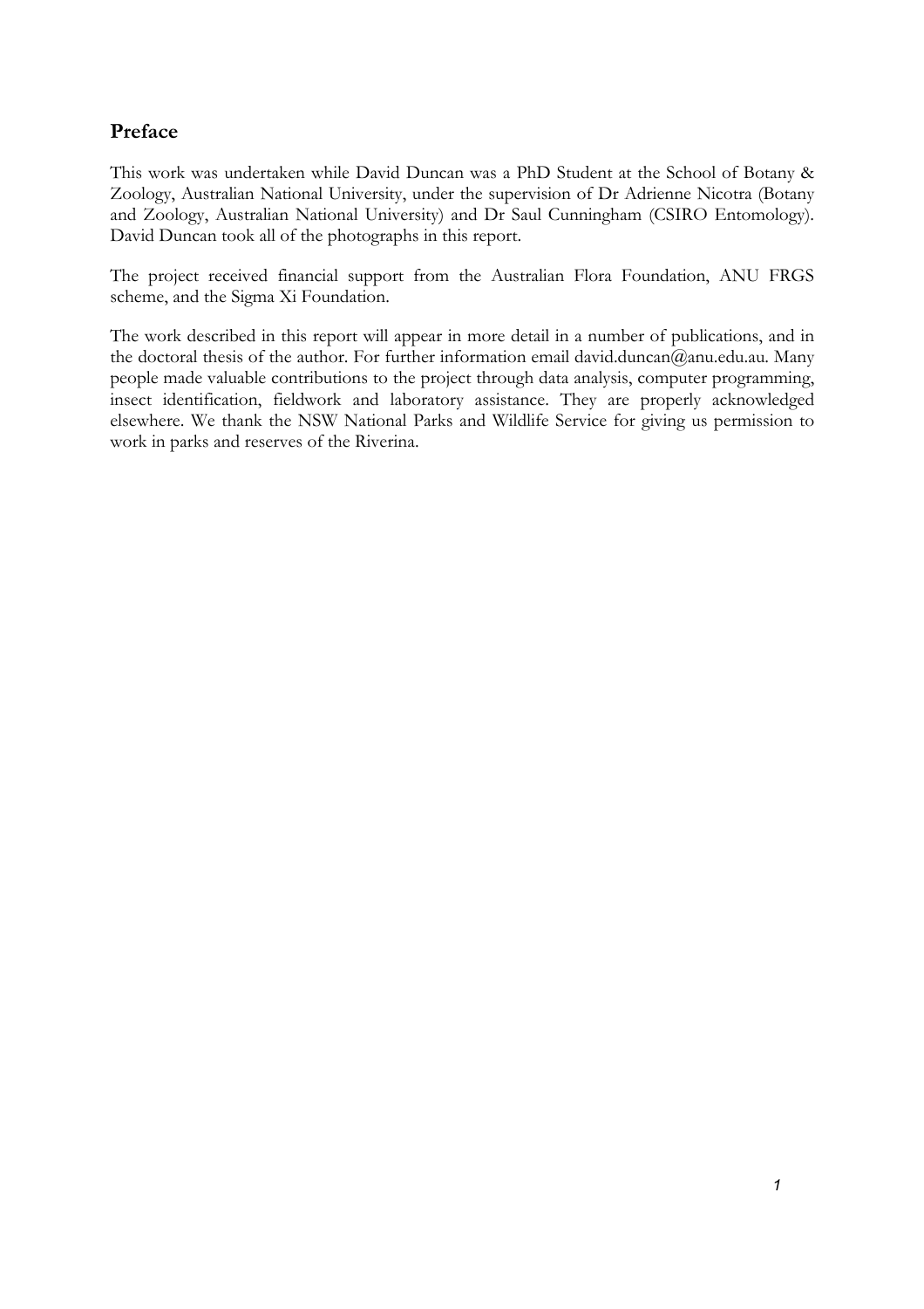## Preface

This work was undertaken while David Duncan was a PhD Student at the School of Botany & Zoology, Australian National University, under the supervision of Dr Adrienne Nicotra (Botany and Zoology, Australian National University) and Dr Saul Cunningham (CSIRO Entomology). David Duncan took all of the photographs in this report.

The project received financial support from the Australian Flora Foundation, ANU FRGS scheme, and the Sigma Xi Foundation.

The work described in this report will appear in more detail in a number of publications, and in the doctoral thesis of the author. For further information email david.duncan@anu.edu.au. Many people made valuable contributions to the project through data analysis, computer programming, insect identification, fieldwork and laboratory assistance. They are properly acknowledged elsewhere. We thank the NSW National Parks and Wildlife Service for giving us permission to work in parks and reserves of the Riverina.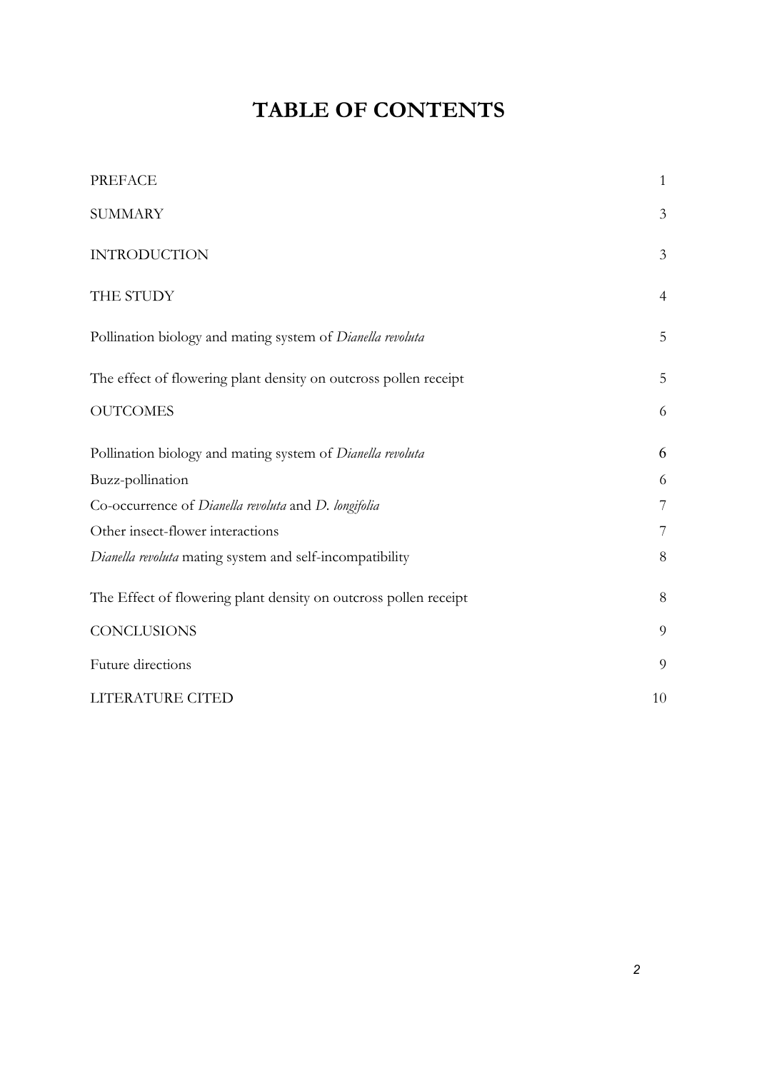# TABLE OF CONTENTS

| | |
|---|---|
| PREFACE | 1 |
| SUMMARY | 3 |
| INTRODUCTION | 3 |
| THE STUDY | 4 |
| Pollination biology and mating system of *Dianella revoluta* | 5 |
| The effect of flowering plant density on outcross pollen receipt | 5 |
| OUTCOMES | 6 |
| Pollination biology and mating system of *Dianella revoluta* | 6 |
| Buzz-pollination | 6 |
| Co-occurrence of *Dianella revoluta* and *D. longifolia* | 7 |
| Other insect-flower interactions | 7 |
| *Dianella revoluta* mating system and self-incompatibility | 8 |
| The Effect of flowering plant density on outcross pollen receipt | 8 |
| CONCLUSIONS | 9 |
| Future directions | 9 |
| LITERATURE CITED | 10 |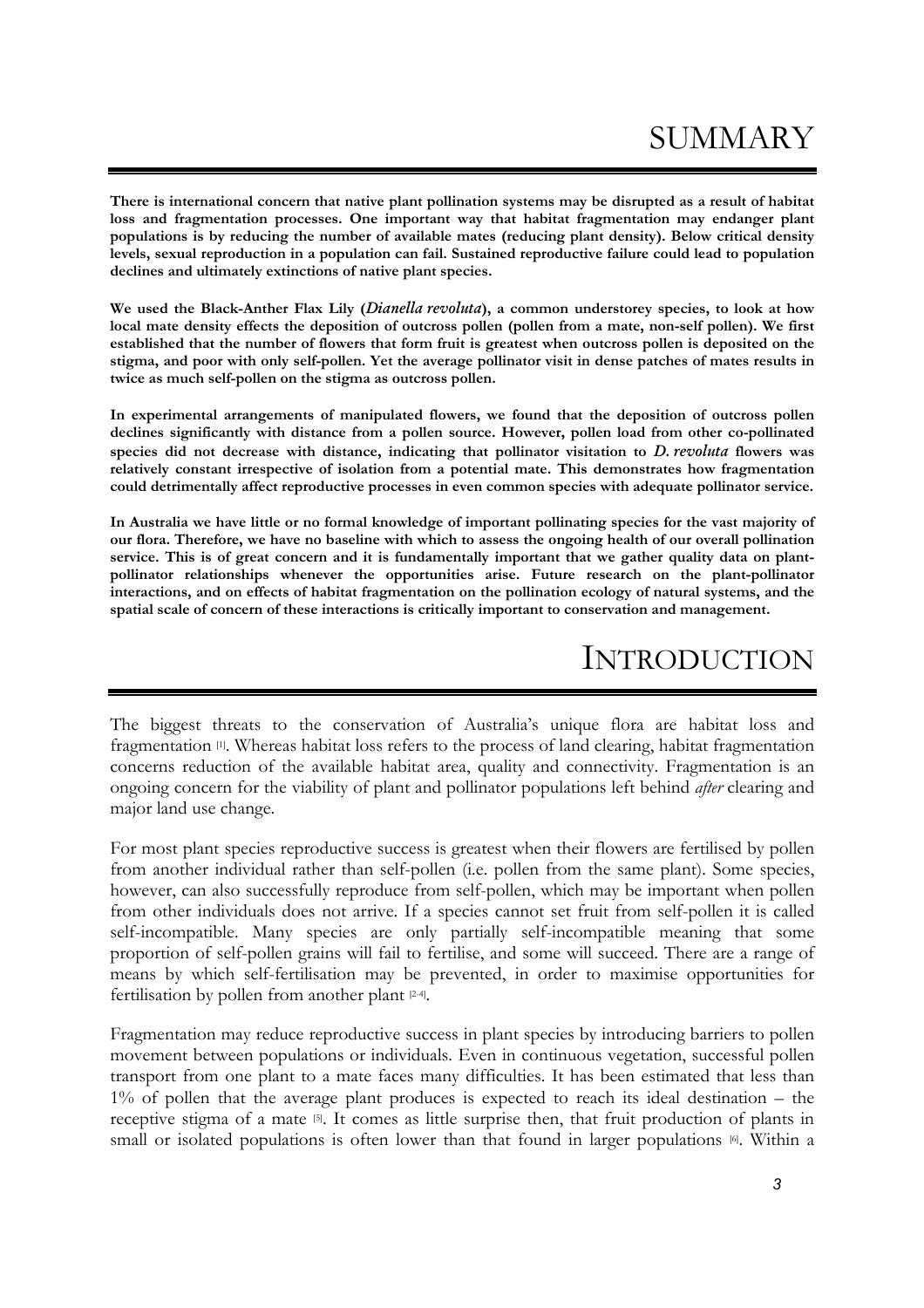# SUMMARY

**There is international concern that native plant pollination systems may be disrupted as a result of habitat loss and fragmentation processes. One important way that habitat fragmentation may endanger plant populations is by reducing the number of available mates (reducing plant density). Below critical density levels, sexual reproduction in a population can fail. Sustained reproductive failure could lead to population declines and ultimately extinctions of native plant species.**

**We used the Black-Anther Flax Lily (*Dianella revoluta*), a common understorey species, to look at how local mate density effects the deposition of outcross pollen (pollen from a mate, non-self pollen). We first established that the number of flowers that form fruit is greatest when outcross pollen is deposited on the stigma, and poor with only self-pollen. Yet the average pollinator visit in dense patches of mates results in twice as much self-pollen on the stigma as outcross pollen.**

**In experimental arrangements of manipulated flowers, we found that the deposition of outcross pollen declines significantly with distance from a pollen source. However, pollen load from other co-pollinated species did not decrease with distance, indicating that pollinator visitation to *D. revoluta* flowers was relatively constant irrespective of isolation from a potential mate. This demonstrates how fragmentation could detrimentally affect reproductive processes in even common species with adequate pollinator service.**

**In Australia we have little or no formal knowledge of important pollinating species for the vast majority of our flora. Therefore, we have no baseline with which to assess the ongoing health of our overall pollination service. This is of great concern and it is fundamentally important that we gather quality data on plant-pollinator relationships whenever the opportunities arise. Future research on the plant-pollinator interactions, and on effects of habitat fragmentation on the pollination ecology of natural systems, and the spatial scale of concern of these interactions is critically important to conservation and management.**

# INTRODUCTION

The biggest threats to the conservation of Australia's unique flora are habitat loss and fragmentation [1]. Whereas habitat loss refers to the process of land clearing, habitat fragmentation concerns reduction of the available habitat area, quality and connectivity. Fragmentation is an ongoing concern for the viability of plant and pollinator populations left behind *after* clearing and major land use change.

For most plant species reproductive success is greatest when their flowers are fertilised by pollen from another individual rather than self-pollen (i.e. pollen from the same plant). Some species, however, can also successfully reproduce from self-pollen, which may be important when pollen from other individuals does not arrive. If a species cannot set fruit from self-pollen it is called self-incompatible. Many species are only partially self-incompatible meaning that some proportion of self-pollen grains will fail to fertilise, and some will succeed. There are a range of means by which self-fertilisation may be prevented, in order to maximise opportunities for fertilisation by pollen from another plant [2-4].

Fragmentation may reduce reproductive success in plant species by introducing barriers to pollen movement between populations or individuals. Even in continuous vegetation, successful pollen transport from one plant to a mate faces many difficulties. It has been estimated that less than 1% of pollen that the average plant produces is expected to reach its ideal destination – the receptive stigma of a mate [5]. It comes as little surprise then, that fruit production of plants in small or isolated populations is often lower than that found in larger populations [6]. Within a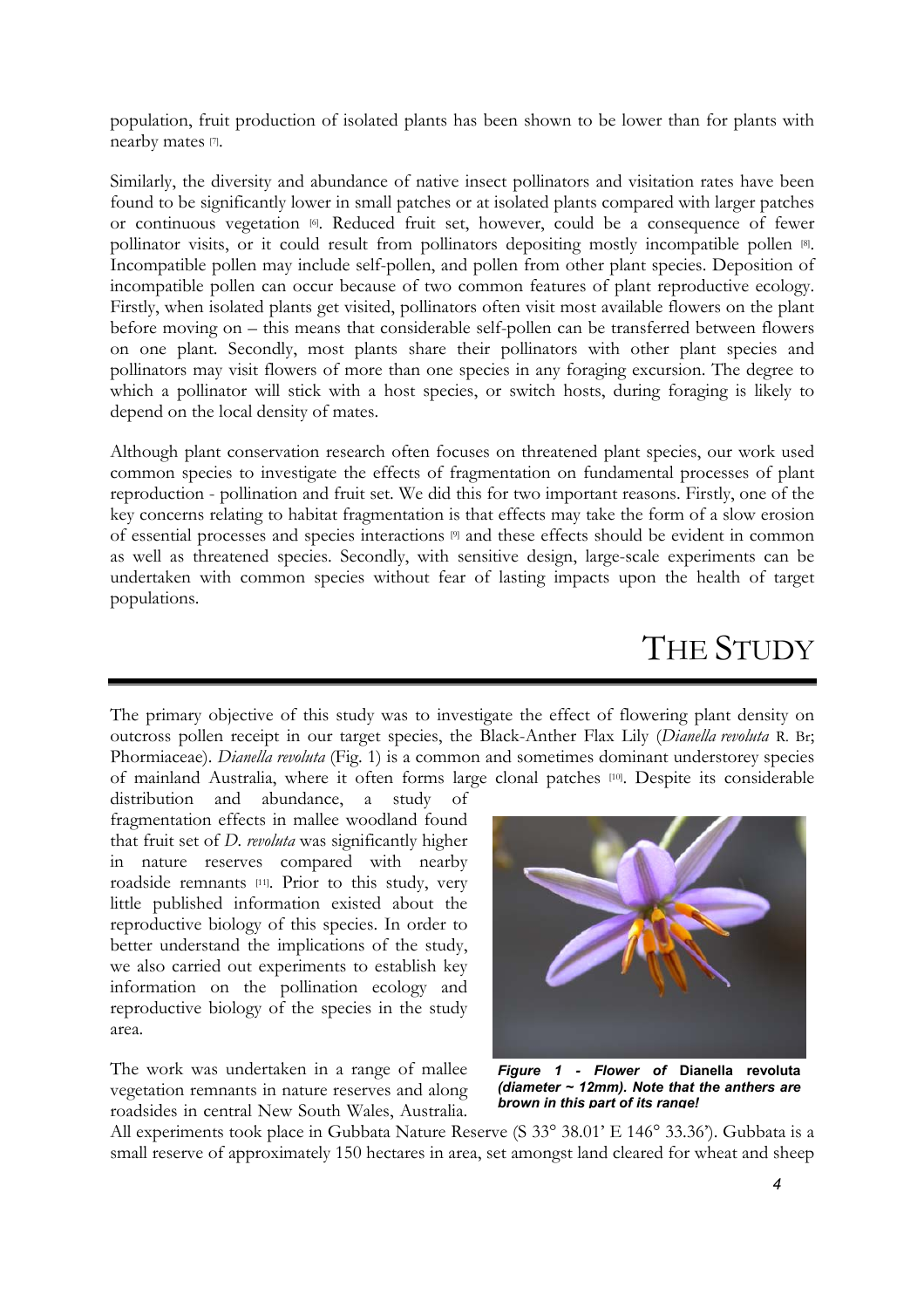population, fruit production of isolated plants has been shown to be lower than for plants with nearby mates [7].

Similarly, the diversity and abundance of native insect pollinators and visitation rates have been found to be significantly lower in small patches or at isolated plants compared with larger patches or continuous vegetation [6]. Reduced fruit set, however, could be a consequence of fewer pollinator visits, or it could result from pollinators depositing mostly incompatible pollen [8]. Incompatible pollen may include self-pollen, and pollen from other plant species. Deposition of incompatible pollen can occur because of two common features of plant reproductive ecology. Firstly, when isolated plants get visited, pollinators often visit most available flowers on the plant before moving on – this means that considerable self-pollen can be transferred between flowers on one plant. Secondly, most plants share their pollinators with other plant species and pollinators may visit flowers of more than one species in any foraging excursion. The degree to which a pollinator will stick with a host species, or switch hosts, during foraging is likely to depend on the local density of mates.

Although plant conservation research often focuses on threatened plant species, our work used common species to investigate the effects of fragmentation on fundamental processes of plant reproduction - pollination and fruit set. We did this for two important reasons. Firstly, one of the key concerns relating to habitat fragmentation is that effects may take the form of a slow erosion of essential processes and species interactions [9] and these effects should be evident in common as well as threatened species. Secondly, with sensitive design, large-scale experiments can be undertaken with common species without fear of lasting impacts upon the health of target populations.

# THE STUDY

The primary objective of this study was to investigate the effect of flowering plant density on outcross pollen receipt in our target species, the Black-Anther Flax Lily (*Dianella revoluta* R. Br; Phormiaceae). *Dianella revoluta* (Fig. 1) is a common and sometimes dominant understorey species of mainland Australia, where it often forms large clonal patches [10]. Despite its considerable distribution and abundance, a study of fragmentation effects in mallee woodland found that fruit set of *D. revoluta* was significantly higher in nature reserves compared with nearby roadside remnants [11]. Prior to this study, very little published information existed about the reproductive biology of this species. In order to better understand the implications of the study, we also carried out experiments to establish key information on the pollination ecology and reproductive biology of the species in the study area.

***Figure 1 - Flower of* Dianella revoluta *(diameter ~ 12mm). Note that the anthers are brown in this part of its range!***

The work was undertaken in a range of mallee vegetation remnants in nature reserves and along roadsides in central New South Wales, Australia. All experiments took place in Gubbata Nature Reserve (S 33° 38.01' E 146° 33.36'). Gubbata is a small reserve of approximately 150 hectares in area, set amongst land cleared for wheat and sheep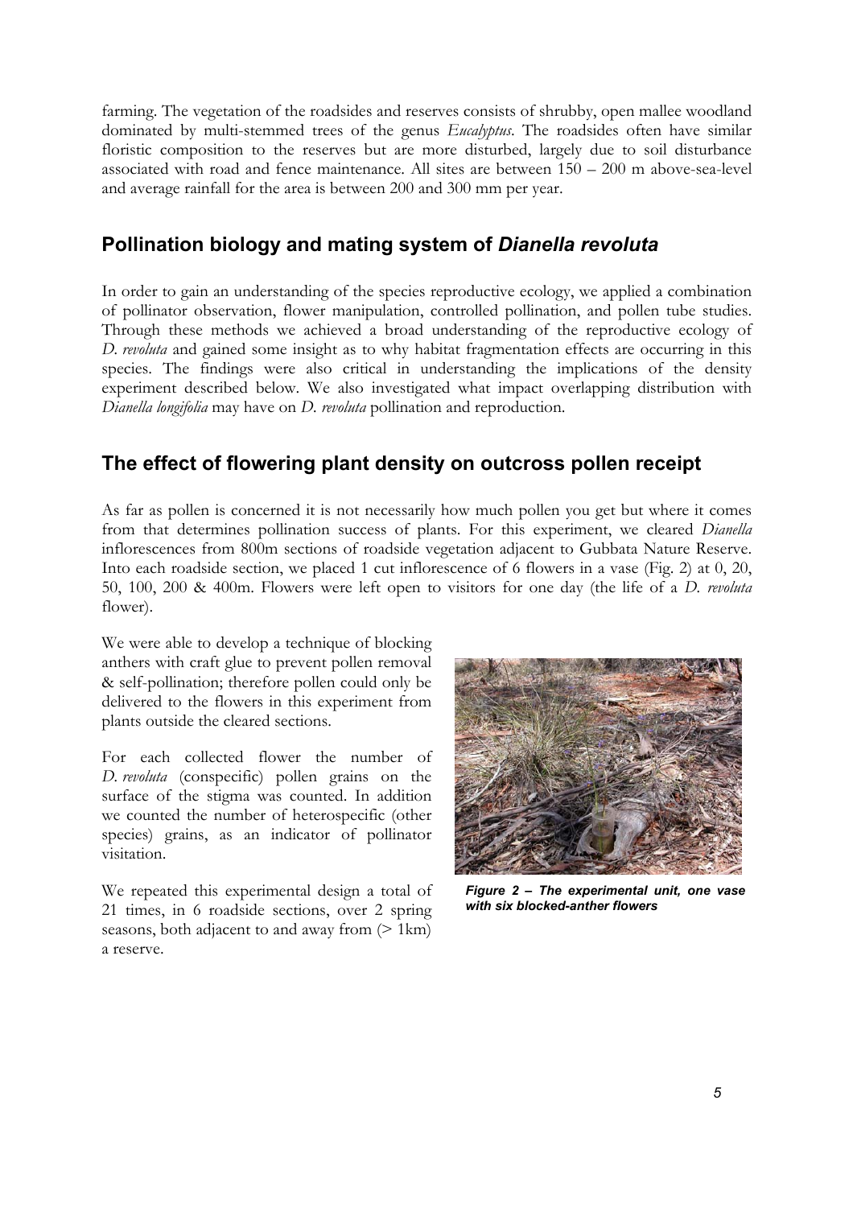farming. The vegetation of the roadsides and reserves consists of shrubby, open mallee woodland dominated by multi-stemmed trees of the genus *Eucalyptus*. The roadsides often have similar floristic composition to the reserves but are more disturbed, largely due to soil disturbance associated with road and fence maintenance. All sites are between 150 – 200 m above-sea-level and average rainfall for the area is between 200 and 300 mm per year.

## Pollination biology and mating system of *Dianella revoluta*

In order to gain an understanding of the species reproductive ecology, we applied a combination of pollinator observation, flower manipulation, controlled pollination, and pollen tube studies. Through these methods we achieved a broad understanding of the reproductive ecology of *D. revoluta* and gained some insight as to why habitat fragmentation effects are occurring in this species. The findings were also critical in understanding the implications of the density experiment described below. We also investigated what impact overlapping distribution with *Dianella longifolia* may have on *D. revoluta* pollination and reproduction.

## The effect of flowering plant density on outcross pollen receipt

As far as pollen is concerned it is not necessarily how much pollen you get but where it comes from that determines pollination success of plants. For this experiment, we cleared *Dianella* inflorescences from 800m sections of roadside vegetation adjacent to Gubbata Nature Reserve. Into each roadside section, we placed 1 cut inflorescence of 6 flowers in a vase (Fig. 2) at 0, 20, 50, 100, 200 & 400m. Flowers were left open to visitors for one day (the life of a *D. revoluta* flower).

We were able to develop a technique of blocking anthers with craft glue to prevent pollen removal & self-pollination; therefore pollen could only be delivered to the flowers in this experiment from plants outside the cleared sections.

For each collected flower the number of *D. revoluta* (conspecific) pollen grains on the surface of the stigma was counted. In addition we counted the number of heterospecific (other species) grains, as an indicator of pollinator visitation.

We repeated this experimental design a total of 21 times, in 6 roadside sections, over 2 spring seasons, both adjacent to and away from (> 1km) a reserve.

***Figure 2 – The experimental unit, one vase with six blocked-anther flowers***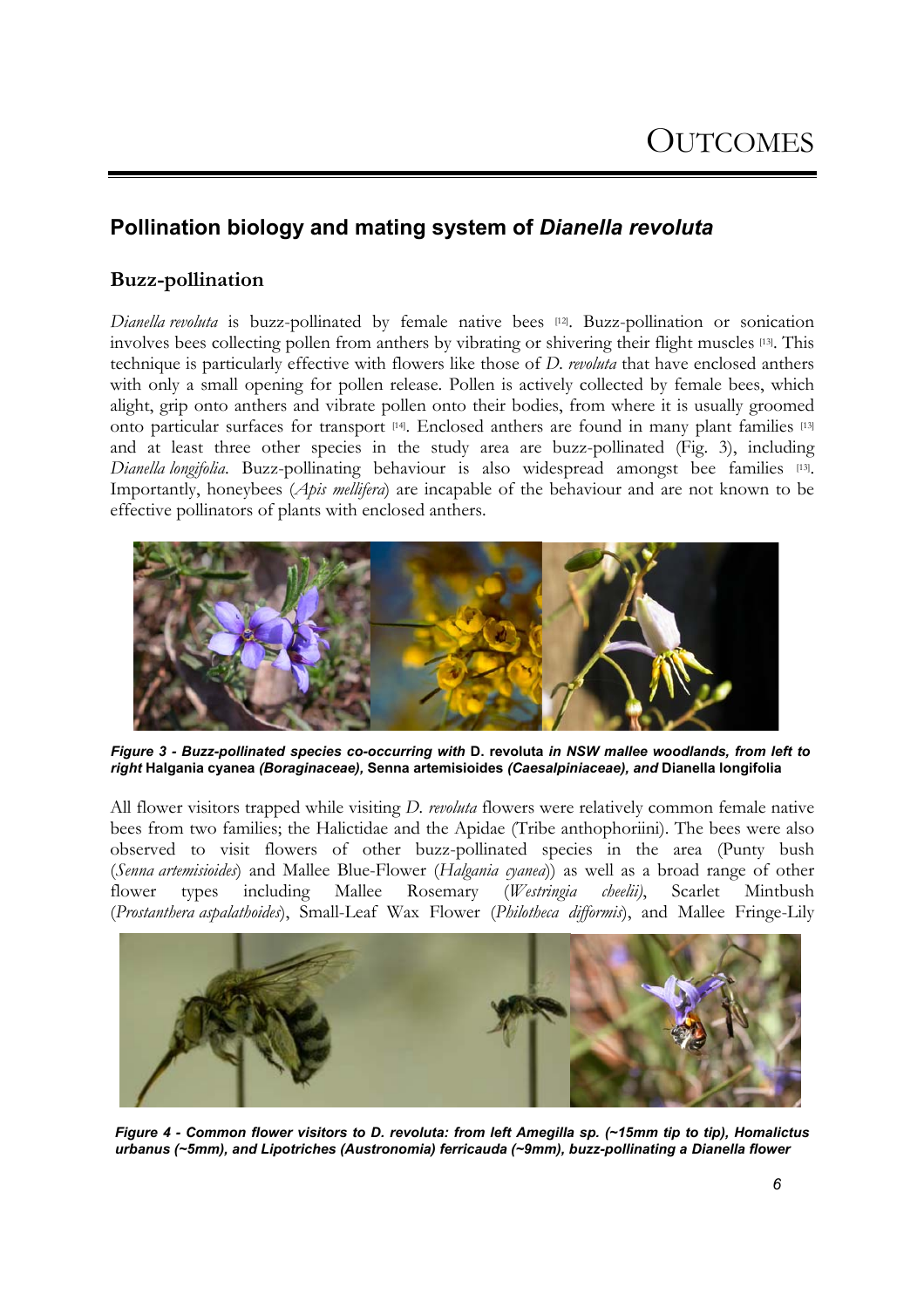# OUTCOMES

## Pollination biology and mating system of *Dianella revoluta*

### Buzz-pollination

*Dianella revoluta* is buzz-pollinated by female native bees [12]. Buzz-pollination or sonication involves bees collecting pollen from anthers by vibrating or shivering their flight muscles [13]. This technique is particularly effective with flowers like those of *D. revoluta* that have enclosed anthers with only a small opening for pollen release. Pollen is actively collected by female bees, which alight, grip onto anthers and vibrate pollen onto their bodies, from where it is usually groomed onto particular surfaces for transport [14]. Enclosed anthers are found in many plant families [13] and at least three other species in the study area are buzz-pollinated (Fig. 3), including *Dianella longifolia*. Buzz-pollinating behaviour is also widespread amongst bee families [13]. Importantly, honeybees (*Apis mellifera*) are incapable of the behaviour and are not known to be effective pollinators of plants with enclosed anthers.

***Figure 3 - Buzz-pollinated species co-occurring with* D. revoluta *in NSW mallee woodlands, from left to right* Halgania cyanea *(Boraginaceae),* Senna artemisioides *(Caesalpiniaceae), and* Dianella longifolia**

All flower visitors trapped while visiting *D. revoluta* flowers were relatively common female native bees from two families; the Halictidae and the Apidae (Tribe anthophoriini). The bees were also observed to visit flowers of other buzz-pollinated species in the area (Punty bush (*Senna artemisioides*) and Mallee Blue-Flower (*Halgania cyanea*)) as well as a broad range of other flower types including Mallee Rosemary (*Westringia cheelii*), Scarlet Mintbush (*Prostanthera aspalathoides*), Small-Leaf Wax Flower (*Philotheca difformis*), and Mallee Fringe-Lily

***Figure 4 - Common flower visitors to D. revoluta: from left Amegilla sp. (~15mm tip to tip), Homalictus urbanus (~5mm), and Lipotriches (Austronomia) ferricauda (~9mm), buzz-pollinating a Dianella flower***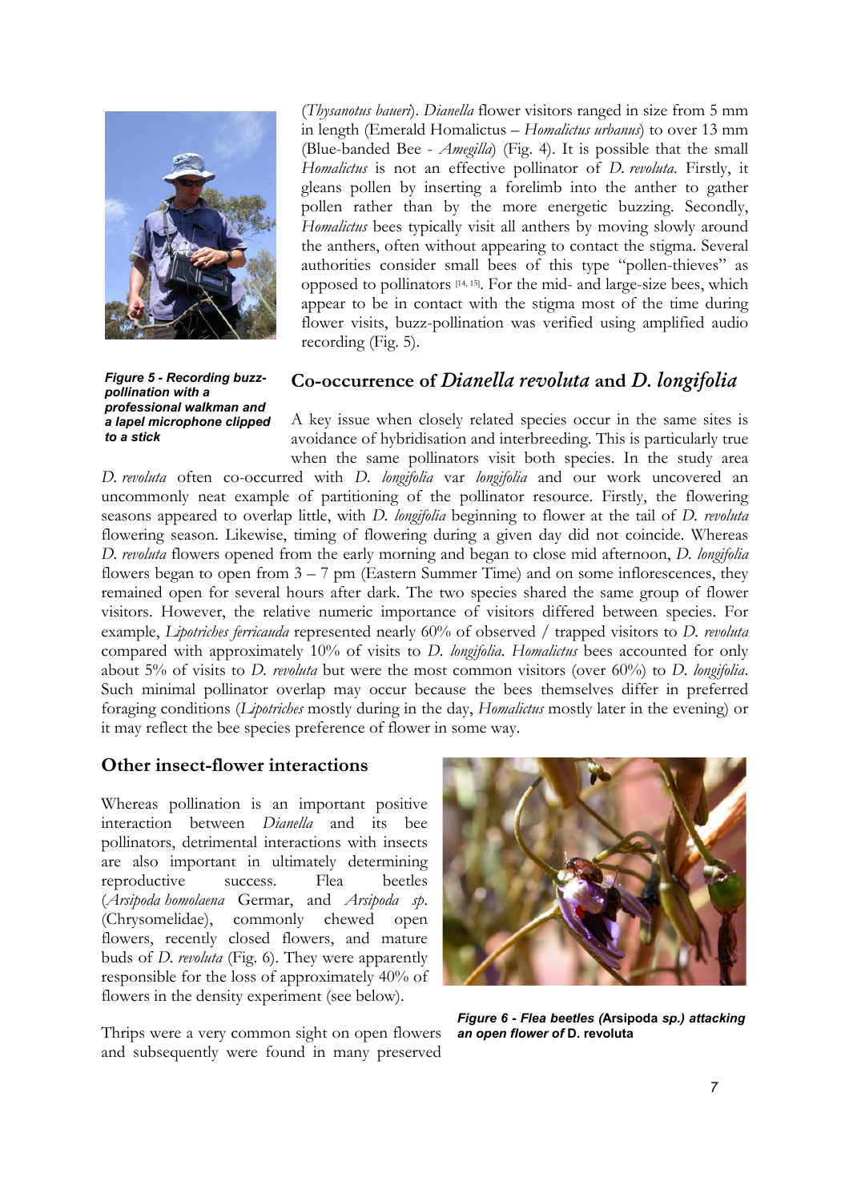(*Thysanotus baueri*). *Dianella* flower visitors ranged in size from 5 mm in length (Emerald Homalictus – *Homalictus urbanus*) to over 13 mm (Blue-banded Bee - *Amegilla*) (Fig. 4). It is possible that the small *Homalictus* is not an effective pollinator of *D. revoluta*. Firstly, it gleans pollen by inserting a forelimb into the anther to gather pollen rather than by the more energetic buzzing. Secondly, *Homalictus* bees typically visit all anthers by moving slowly around the anthers, often without appearing to contact the stigma. Several authorities consider small bees of this type "pollen-thieves" as opposed to pollinators [14, 15]. For the mid- and large-size bees, which appear to be in contact with the stigma most of the time during flower visits, buzz-pollination was verified using amplified audio recording (Fig. 5).

***Figure 5 - Recording buzz-pollination with a professional walkman and a lapel microphone clipped to a stick***

## Co-occurrence of *Dianella revoluta* and *D. longifolia*

A key issue when closely related species occur in the same sites is avoidance of hybridisation and interbreeding. This is particularly true when the same pollinators visit both species. In the study area *D. revoluta* often co-occurred with *D. longifolia* var *longifolia* and our work uncovered an uncommonly neat example of partitioning of the pollinator resource. Firstly, the flowering seasons appeared to overlap little, with *D. longifolia* beginning to flower at the tail of *D. revoluta* flowering season. Likewise, timing of flowering during a given day did not coincide. Whereas *D. revoluta* flowers opened from the early morning and began to close mid afternoon, *D. longifolia* flowers began to open from 3 – 7 pm (Eastern Summer Time) and on some inflorescences, they remained open for several hours after dark. The two species shared the same group of flower visitors. However, the relative numeric importance of visitors differed between species. For example, *Lipotriches ferricauda* represented nearly 60% of observed / trapped visitors to *D. revoluta* compared with approximately 10% of visits to *D. longifolia*. *Homalictus* bees accounted for only about 5% of visits to *D. revoluta* but were the most common visitors (over 60%) to *D. longifolia*. Such minimal pollinator overlap may occur because the bees themselves differ in preferred foraging conditions (*Lipotriches* mostly during in the day, *Homalictus* mostly later in the evening) or it may reflect the bee species preference of flower in some way.

## Other insect-flower interactions

Whereas pollination is an important positive interaction between *Dianella* and its bee pollinators, detrimental interactions with insects are also important in ultimately determining reproductive success. Flea beetles (*Arsipoda homolaena* Germar, and *Arsipoda sp.* (Chrysomelidae), commonly chewed open flowers, recently closed flowers, and mature buds of *D. revoluta* (Fig. 6). They were apparently responsible for the loss of approximately 40% of flowers in the density experiment (see below).

***Figure 6 - Flea beetles (*****Arsipoda** ***sp.) attacking an open flower of*** **D. revoluta**

Thrips were a very common sight on open flowers and subsequently were found in many preserved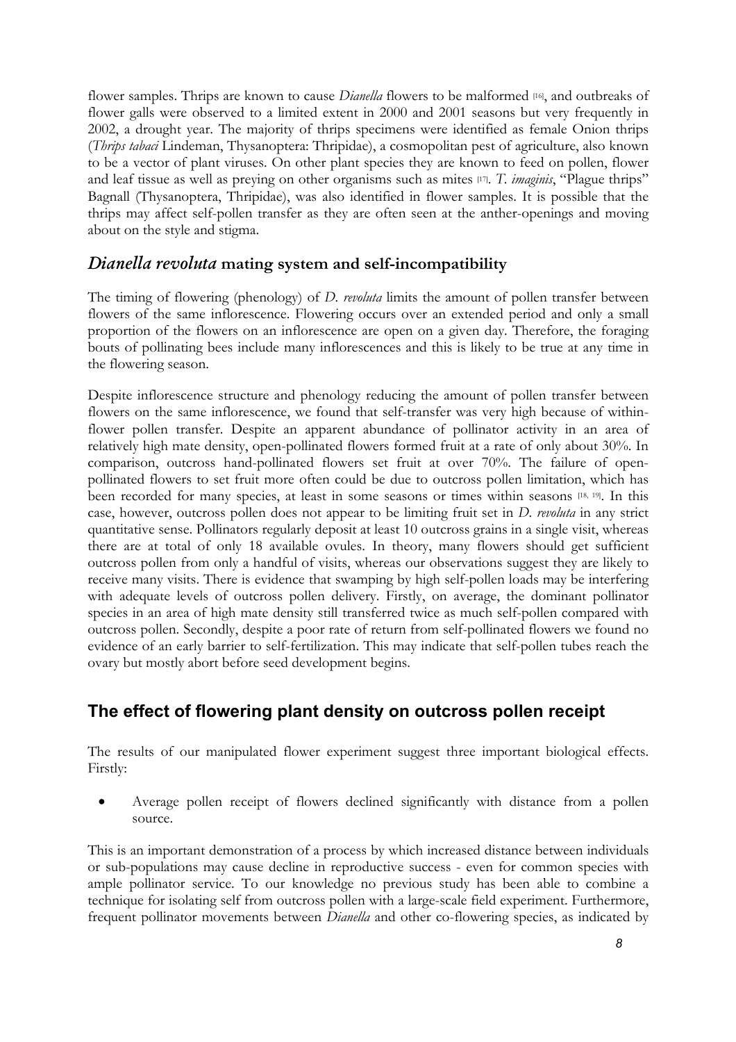flower samples. Thrips are known to cause *Dianella* flowers to be malformed [16], and outbreaks of flower galls were observed to a limited extent in 2000 and 2001 seasons but very frequently in 2002, a drought year. The majority of thrips specimens were identified as female Onion thrips (*Thrips tabaci* Lindeman, Thysanoptera: Thripidae), a cosmopolitan pest of agriculture, also known to be a vector of plant viruses. On other plant species they are known to feed on pollen, flower and leaf tissue as well as preying on other organisms such as mites [17]. *T. imaginis*, "Plague thrips" Bagnall (Thysanoptera, Thripidae), was also identified in flower samples. It is possible that the thrips may affect self-pollen transfer as they are often seen at the anther-openings and moving about on the style and stigma.

## *Dianella revoluta* mating system and self-incompatibility

The timing of flowering (phenology) of *D. revoluta* limits the amount of pollen transfer between flowers of the same inflorescence. Flowering occurs over an extended period and only a small proportion of the flowers on an inflorescence are open on a given day. Therefore, the foraging bouts of pollinating bees include many inflorescences and this is likely to be true at any time in the flowering season.

Despite inflorescence structure and phenology reducing the amount of pollen transfer between flowers on the same inflorescence, we found that self-transfer was very high because of within-flower pollen transfer. Despite an apparent abundance of pollinator activity in an area of relatively high mate density, open-pollinated flowers formed fruit at a rate of only about 30%. In comparison, outcross hand-pollinated flowers set fruit at over 70%. The failure of open-pollinated flowers to set fruit more often could be due to outcross pollen limitation, which has been recorded for many species, at least in some seasons or times within seasons [18, 19]. In this case, however, outcross pollen does not appear to be limiting fruit set in *D. revoluta* in any strict quantitative sense. Pollinators regularly deposit at least 10 outcross grains in a single visit, whereas there are at total of only 18 available ovules. In theory, many flowers should get sufficient outcross pollen from only a handful of visits, whereas our observations suggest they are likely to receive many visits. There is evidence that swamping by high self-pollen loads may be interfering with adequate levels of outcross pollen delivery. Firstly, on average, the dominant pollinator species in an area of high mate density still transferred twice as much self-pollen compared with outcross pollen. Secondly, despite a poor rate of return from self-pollinated flowers we found no evidence of an early barrier to self-fertilization. This may indicate that self-pollen tubes reach the ovary but mostly abort before seed development begins.

## The effect of flowering plant density on outcross pollen receipt

The results of our manipulated flower experiment suggest three important biological effects. Firstly:

- Average pollen receipt of flowers declined significantly with distance from a pollen source.

This is an important demonstration of a process by which increased distance between individuals or sub-populations may cause decline in reproductive success - even for common species with ample pollinator service. To our knowledge no previous study has been able to combine a technique for isolating self from outcross pollen with a large-scale field experiment. Furthermore, frequent pollinator movements between *Dianella* and other co-flowering species, as indicated by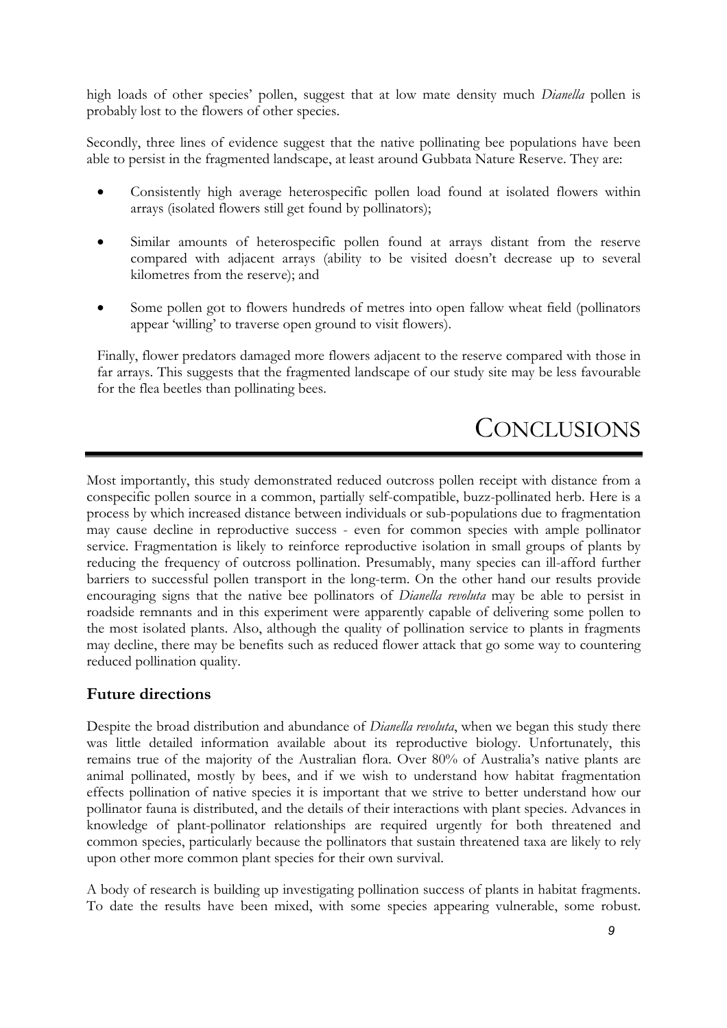high loads of other species' pollen, suggest that at low mate density much *Dianella* pollen is probably lost to the flowers of other species.

Secondly, three lines of evidence suggest that the native pollinating bee populations have been able to persist in the fragmented landscape, at least around Gubbata Nature Reserve. They are:

- Consistently high average heterospecific pollen load found at isolated flowers within arrays (isolated flowers still get found by pollinators);
- Similar amounts of heterospecific pollen found at arrays distant from the reserve compared with adjacent arrays (ability to be visited doesn't decrease up to several kilometres from the reserve); and
- Some pollen got to flowers hundreds of metres into open fallow wheat field (pollinators appear 'willing' to traverse open ground to visit flowers).

Finally, flower predators damaged more flowers adjacent to the reserve compared with those in far arrays. This suggests that the fragmented landscape of our study site may be less favourable for the flea beetles than pollinating bees.

# CONCLUSIONS

Most importantly, this study demonstrated reduced outcross pollen receipt with distance from a conspecific pollen source in a common, partially self-compatible, buzz-pollinated herb. Here is a process by which increased distance between individuals or sub-populations due to fragmentation may cause decline in reproductive success - even for common species with ample pollinator service. Fragmentation is likely to reinforce reproductive isolation in small groups of plants by reducing the frequency of outcross pollination. Presumably, many species can ill-afford further barriers to successful pollen transport in the long-term. On the other hand our results provide encouraging signs that the native bee pollinators of *Dianella revoluta* may be able to persist in roadside remnants and in this experiment were apparently capable of delivering some pollen to the most isolated plants. Also, although the quality of pollination service to plants in fragments may decline, there may be benefits such as reduced flower attack that go some way to countering reduced pollination quality.

## Future directions

Despite the broad distribution and abundance of *Dianella revoluta*, when we began this study there was little detailed information available about its reproductive biology. Unfortunately, this remains true of the majority of the Australian flora. Over 80% of Australia's native plants are animal pollinated, mostly by bees, and if we wish to understand how habitat fragmentation effects pollination of native species it is important that we strive to better understand how our pollinator fauna is distributed, and the details of their interactions with plant species. Advances in knowledge of plant-pollinator relationships are required urgently for both threatened and common species, particularly because the pollinators that sustain threatened taxa are likely to rely upon other more common plant species for their own survival.

A body of research is building up investigating pollination success of plants in habitat fragments. To date the results have been mixed, with some species appearing vulnerable, some robust.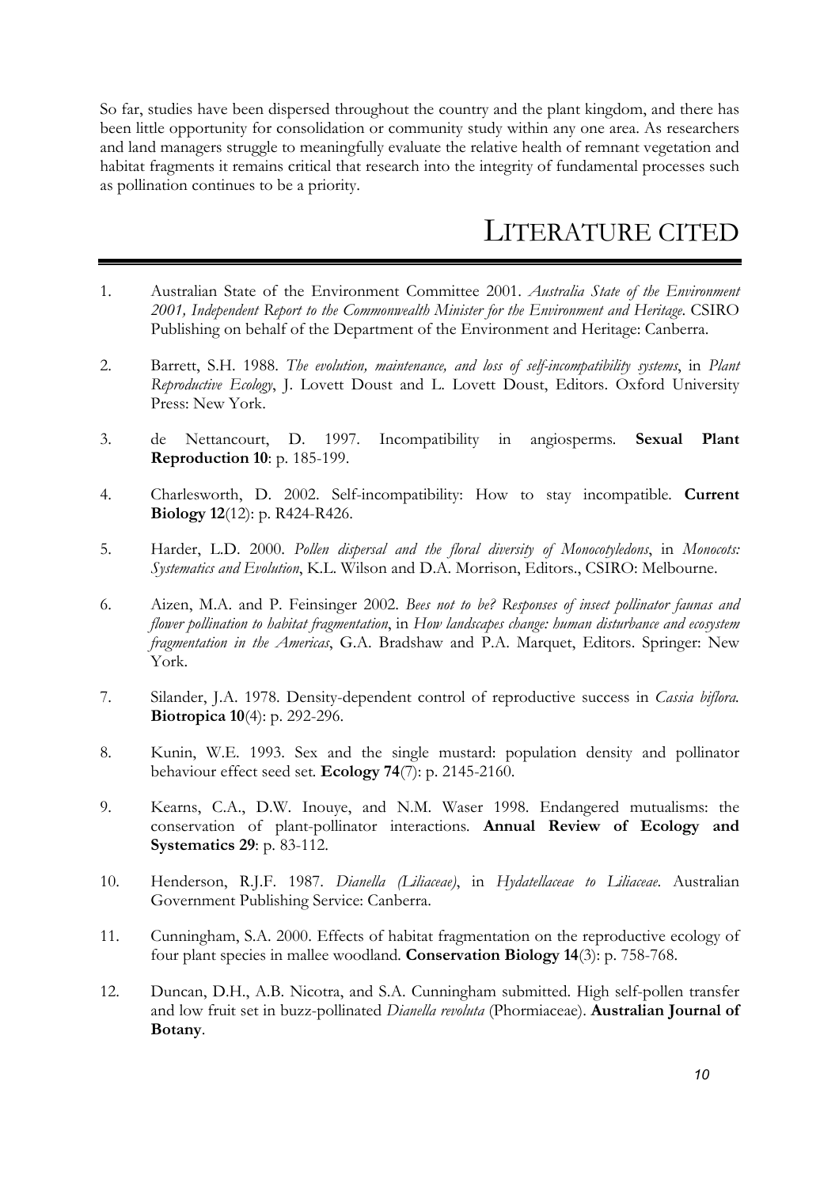So far, studies have been dispersed throughout the country and the plant kingdom, and there has been little opportunity for consolidation or community study within any one area. As researchers and land managers struggle to meaningfully evaluate the relative health of remnant vegetation and habitat fragments it remains critical that research into the integrity of fundamental processes such as pollination continues to be a priority.

# LITERATURE CITED

1. Australian State of the Environment Committee 2001. *Australia State of the Environment 2001, Independent Report to the Commonwealth Minister for the Environment and Heritage*. CSIRO Publishing on behalf of the Department of the Environment and Heritage: Canberra.

2. Barrett, S.H. 1988. *The evolution, maintenance, and loss of self-incompatibility systems*, in *Plant Reproductive Ecology*, J. Lovett Doust and L. Lovett Doust, Editors. Oxford University Press: New York.

3. de Nettancourt, D. 1997. Incompatibility in angiosperms. **Sexual Plant Reproduction 10**: p. 185-199.

4. Charlesworth, D. 2002. Self-incompatibility: How to stay incompatible. **Current Biology 12**(12): p. R424-R426.

5. Harder, L.D. 2000. *Pollen dispersal and the floral diversity of Monocotyledons*, in *Monocots: Systematics and Evolution*, K.L. Wilson and D.A. Morrison, Editors., CSIRO: Melbourne.

6. Aizen, M.A. and P. Feinsinger 2002. *Bees not to be? Responses of insect pollinator faunas and flower pollination to habitat fragmentation*, in *How landscapes change: human disturbance and ecosystem fragmentation in the Americas*, G.A. Bradshaw and P.A. Marquet, Editors. Springer: New York.

7. Silander, J.A. 1978. Density-dependent control of reproductive success in *Cassia biflora.* **Biotropica 10**(4): p. 292-296.

8. Kunin, W.E. 1993. Sex and the single mustard: population density and pollinator behaviour effect seed set. **Ecology 74**(7): p. 2145-2160.

9. Kearns, C.A., D.W. Inouye, and N.M. Waser 1998. Endangered mutualisms: the conservation of plant-pollinator interactions. **Annual Review of Ecology and Systematics 29**: p. 83-112.

10. Henderson, R.J.F. 1987. *Dianella (Liliaceae)*, in *Hydatellaceae to Liliaceae*. Australian Government Publishing Service: Canberra.

11. Cunningham, S.A. 2000. Effects of habitat fragmentation on the reproductive ecology of four plant species in mallee woodland. **Conservation Biology 14**(3): p. 758-768.

12. Duncan, D.H., A.B. Nicotra, and S.A. Cunningham submitted. High self-pollen transfer and low fruit set in buzz-pollinated *Dianella revoluta* (Phormiaceae). **Australian Journal of Botany**.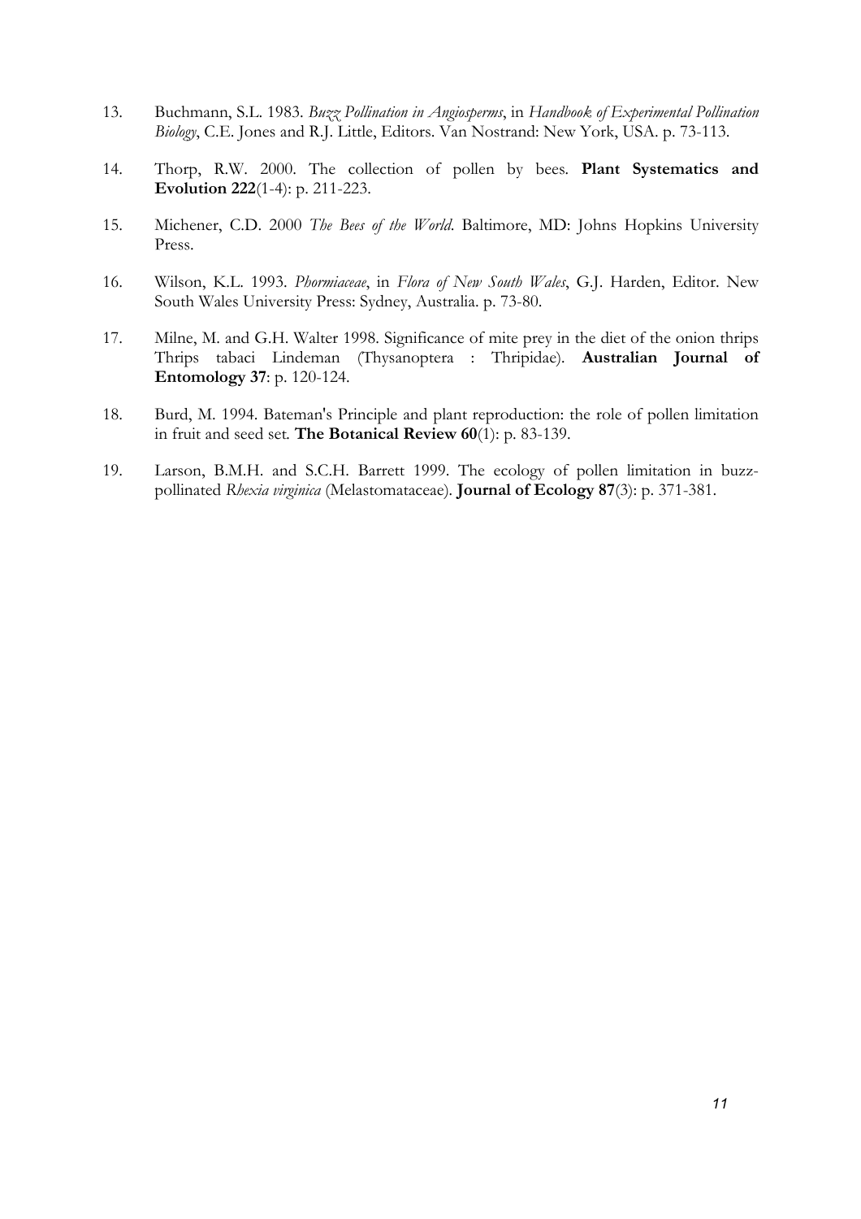13. Buchmann, S.L. 1983. *Buzz Pollination in Angiosperms*, in *Handbook of Experimental Pollination Biology*, C.E. Jones and R.J. Little, Editors. Van Nostrand: New York, USA. p. 73-113.

14. Thorp, R.W. 2000. The collection of pollen by bees. **Plant Systematics and Evolution 222**(1-4): p. 211-223.

15. Michener, C.D. 2000 *The Bees of the World*. Baltimore, MD: Johns Hopkins University Press.

16. Wilson, K.L. 1993. *Phormiaceae*, in *Flora of New South Wales*, G.J. Harden, Editor. New South Wales University Press: Sydney, Australia. p. 73-80.

17. Milne, M. and G.H. Walter 1998. Significance of mite prey in the diet of the onion thrips Thrips tabaci Lindeman (Thysanoptera : Thripidae). **Australian Journal of Entomology 37**: p. 120-124.

18. Burd, M. 1994. Bateman's Principle and plant reproduction: the role of pollen limitation in fruit and seed set. **The Botanical Review 60**(1): p. 83-139.

19. Larson, B.M.H. and S.C.H. Barrett 1999. The ecology of pollen limitation in buzz-pollinated *Rhexia virginica* (Melastomataceae). **Journal of Ecology 87**(3): p. 371-381.